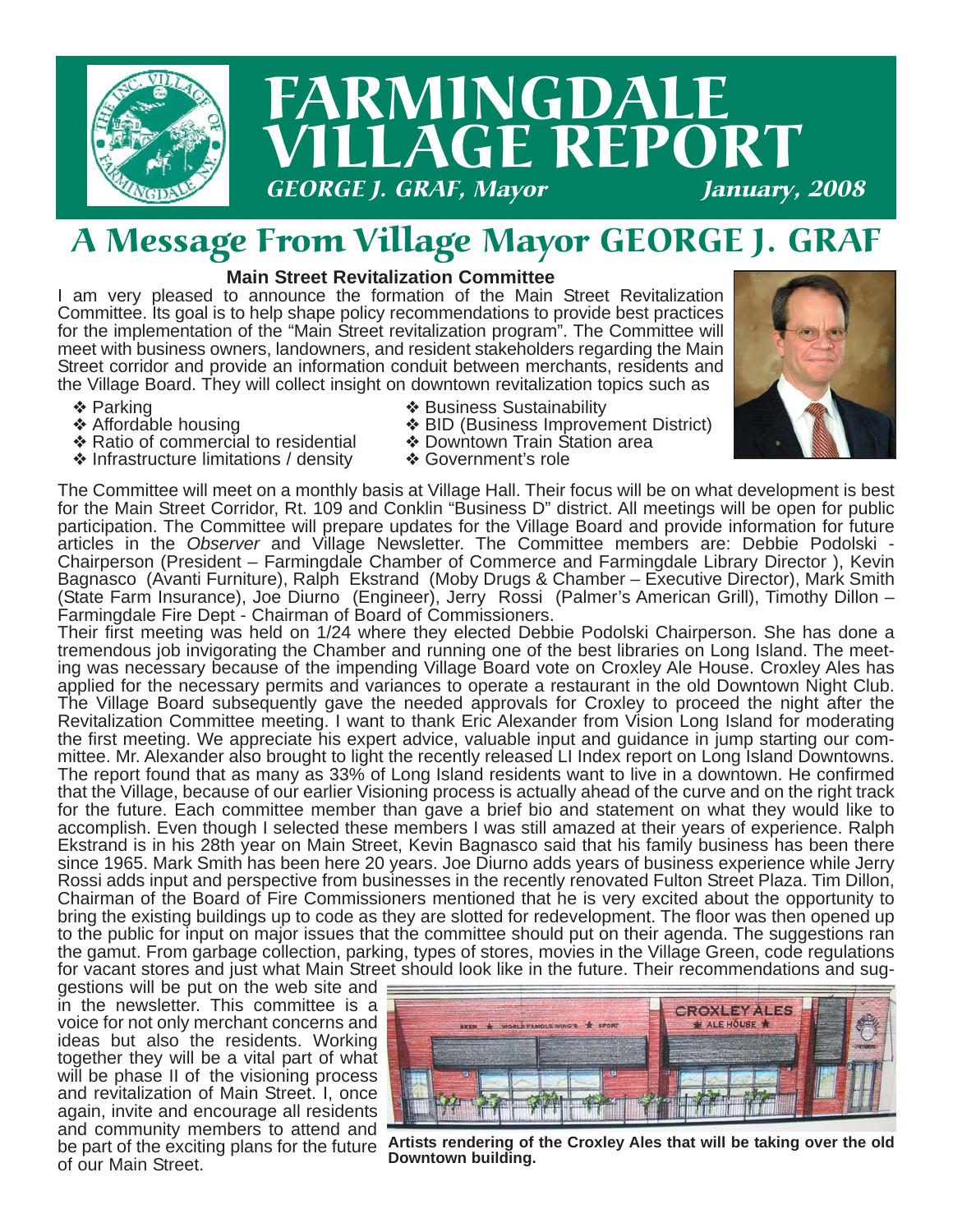# FARMINGDALE VILLAGE REPORT

*GEORGE J. GRAF, Mayor* *January, 2008*

## A Message From Village Mayor GEORGE J. GRAF

### Main Street Revitalization Committee

I am very pleased to announce the formation of the Main Street Revitalization Committee. Its goal is to help shape policy recommendations to provide best practices for the implementation of the "Main Street revitalization program". The Committee will meet with business owners, landowners, and resident stakeholders regarding the Main Street corridor and provide an information conduit between merchants, residents and the Village Board. They will collect insight on downtown revitalization topics such as

- ❖ Parking
- ❖ Affordable housing
- ❖ Ratio of commercial to residential
- ❖ Infrastructure limitations / density
- ❖ Business Sustainability
- ❖ BID (Business Improvement District)
- ❖ Downtown Train Station area
- ❖ Government's role

The Committee will meet on a monthly basis at Village Hall. Their focus will be on what development is best for the Main Street Corridor, Rt. 109 and Conklin "Business D" district. All meetings will be open for public participation. The Committee will prepare updates for the Village Board and provide information for future articles in the *Observer* and Village Newsletter. The Committee members are: Debbie Podolski - Chairperson (President – Farmingdale Chamber of Commerce and Farmingdale Library Director ), Kevin Bagnasco (Avanti Furniture), Ralph Ekstrand (Moby Drugs & Chamber – Executive Director), Mark Smith (State Farm Insurance), Joe Diurno (Engineer), Jerry Rossi (Palmer's American Grill), Timothy Dillon – Farmingdale Fire Dept - Chairman of Board of Commissioners.

Their first meeting was held on 1/24 where they elected Debbie Podolski Chairperson. She has done a tremendous job invigorating the Chamber and running one of the best libraries on Long Island. The meeting was necessary because of the impending Village Board vote on Croxley Ale House. Croxley Ales has applied for the necessary permits and variances to operate a restaurant in the old Downtown Night Club. The Village Board subsequently gave the needed approvals for Croxley to proceed the night after the Revitalization Committee meeting. I want to thank Eric Alexander from Vision Long Island for moderating the first meeting. We appreciate his expert advice, valuable input and guidance in jump starting our committee. Mr. Alexander also brought to light the recently released LI Index report on Long Island Downtowns. The report found that as many as 33% of Long Island residents want to live in a downtown. He confirmed that the Village, because of our earlier Visioning process is actually ahead of the curve and on the right track for the future. Each committee member than gave a brief bio and statement on what they would like to accomplish. Even though I selected these members I was still amazed at their years of experience. Ralph Ekstrand is in his 28th year on Main Street, Kevin Bagnasco said that his family business has been there since 1965. Mark Smith has been here 20 years. Joe Diurno adds years of business experience while Jerry Rossi adds input and perspective from businesses in the recently renovated Fulton Street Plaza. Tim Dillon, Chairman of the Board of Fire Commissioners mentioned that he is very excited about the opportunity to bring the existing buildings up to code as they are slotted for redevelopment. The floor was then opened up to the public for input on major issues that the committee should put on their agenda. The suggestions ran the gamut. From garbage collection, parking, types of stores, movies in the Village Green, code regulations for vacant stores and just what Main Street should look like in the future. Their recommendations and suggestions will be put on the web site and in the newsletter. This committee is a voice for not only merchant concerns and ideas but also the residents. Working together they will be a vital part of what will be phase II of the visioning process and revitalization of Main Street. I, once again, invite and encourage all residents and community members to attend and be part of the exciting plans for the future of our Main Street.

**Artists rendering of the Croxley Ales that will be taking over the old Downtown building.**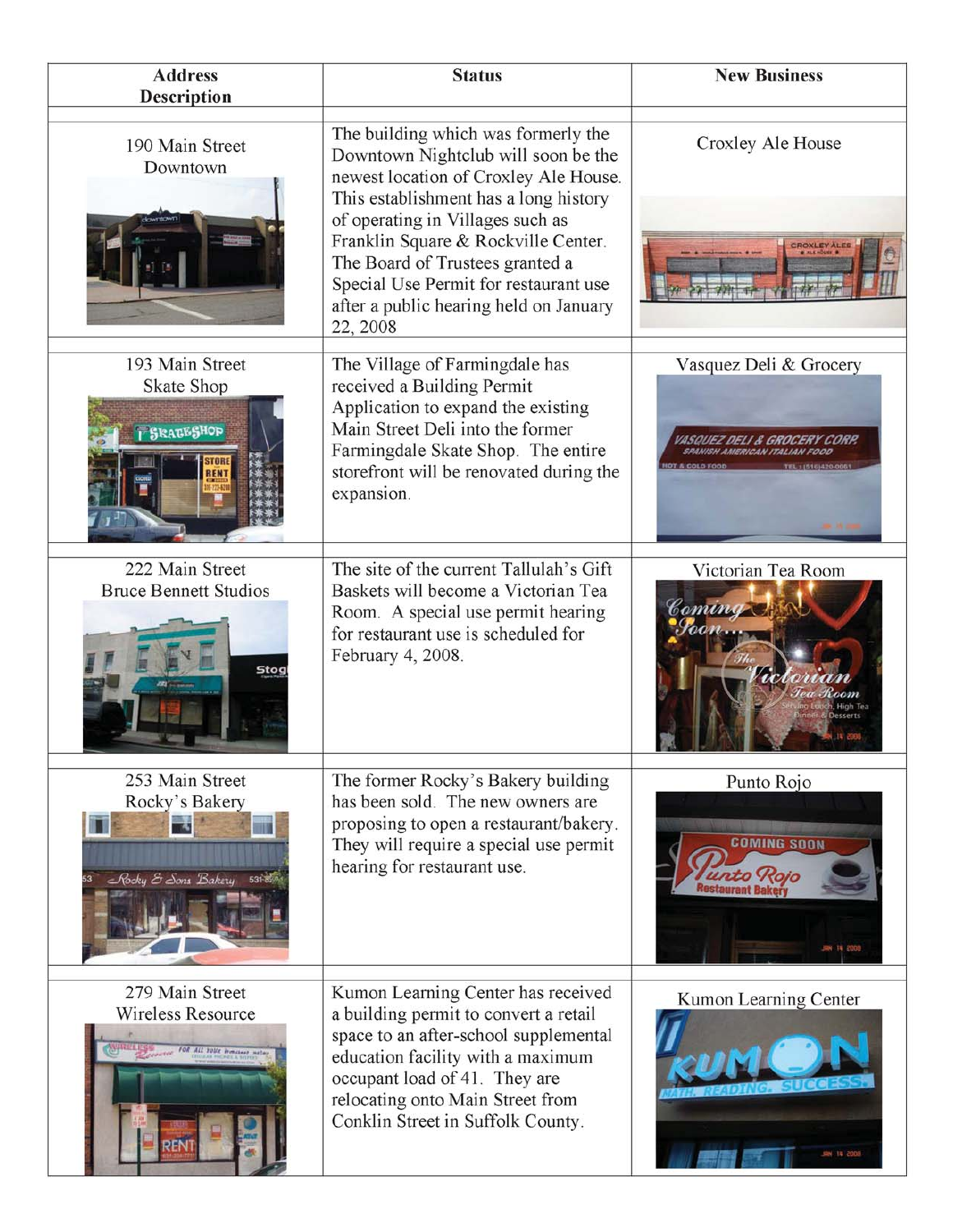| Address Description | Status | New Business |
| --- | --- | --- |
| 190 Main Street Downtown | The building which was formerly the Downtown Nightclub will soon be the newest location of Croxley Ale House. This establishment has a long history of operating in Villages such as Franklin Square & Rockville Center. The Board of Trustees granted a Special Use Permit for restaurant use after a public hearing held on January 22, 2008 | Croxley Ale House |
| 193 Main Street Skate Shop | The Village of Farmingdale has received a Building Permit Application to expand the existing Main Street Deli into the former Farmingdale Skate Shop. The entire storefront will be renovated during the expansion. | Vasquez Deli & Grocery |
| 222 Main Street Bruce Bennett Studios | The site of the current Tallulah's Gift Baskets will become a Victorian Tea Room. A special use permit hearing for restaurant use is scheduled for February 4, 2008. | Victorian Tea Room |
| 253 Main Street Rocky's Bakery | The former Rocky's Bakery building has been sold. The new owners are proposing to open a restaurant/bakery. They will require a special use permit hearing for restaurant use. | Punto Rojo |
| 279 Main Street Wireless Resource | Kumon Learning Center has received a building permit to convert a retail space to an after-school supplemental education facility with a maximum occupant load of 41. They are relocating onto Main Street from Conklin Street in Suffolk County. | Kumon Learning Center |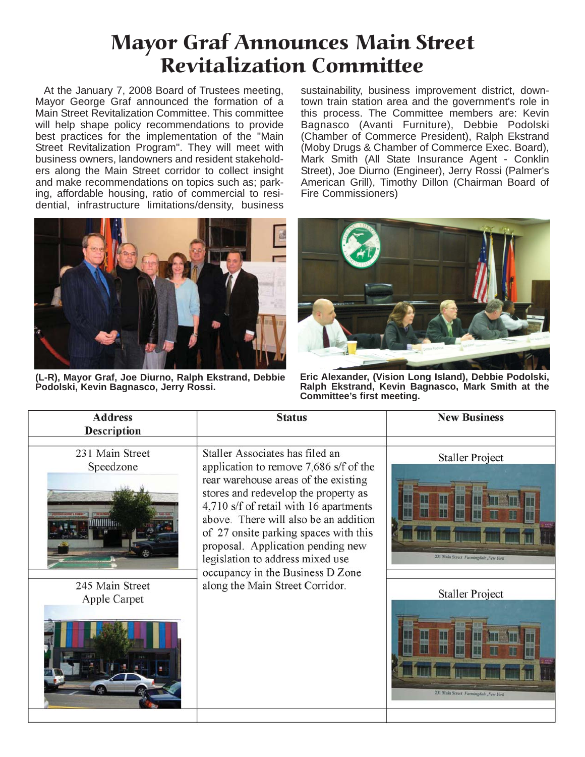# Mayor Graf Announces Main Street Revitalization Committee

At the January 7, 2008 Board of Trustees meeting, Mayor George Graf announced the formation of a Main Street Revitalization Committee. This committee will help shape policy recommendations to provide best practices for the implementation of the "Main Street Revitalization Program". They will meet with business owners, landowners and resident stakeholders along the Main Street corridor to collect insight and make recommendations on topics such as; parking, affordable housing, ratio of commercial to residential, infrastructure limitations/density, business sustainability, business improvement district, downtown train station area and the government's role in this process. The Committee members are: Kevin Bagnasco (Avanti Furniture), Debbie Podolski (Chamber of Commerce President), Ralph Ekstrand (Moby Drugs & Chamber of Commerce Exec. Board), Mark Smith (All State Insurance Agent - Conklin Street), Joe Diurno (Engineer), Jerry Rossi (Palmer's American Grill), Timothy Dillon (Chairman Board of Fire Commissioners)

**(L-R), Mayor Graf, Joe Diurno, Ralph Ekstrand, Debbie Podolski, Kevin Bagnasco, Jerry Rossi.**

**Eric Alexander, (Vision Long Island), Debbie Podolski, Ralph Ekstrand, Kevin Bagnasco, Mark Smith at the Committee's first meeting.**

| Address Description | Status | New Business |
|---|---|---|
| 231 Main Street Speedzone | Staller Associates has filed an application to remove 7,686 s/f of the rear warehouse areas of the existing stores and redevelop the property as 4,710 s/f of retail with 16 apartments above. There will also be an addition of 27 onsite parking spaces with this proposal. Application pending new legislation to address mixed use occupancy in the Business D Zone along the Main Street Corridor. | Staller Project |
| 245 Main Street Apple Carpet | | Staller Project |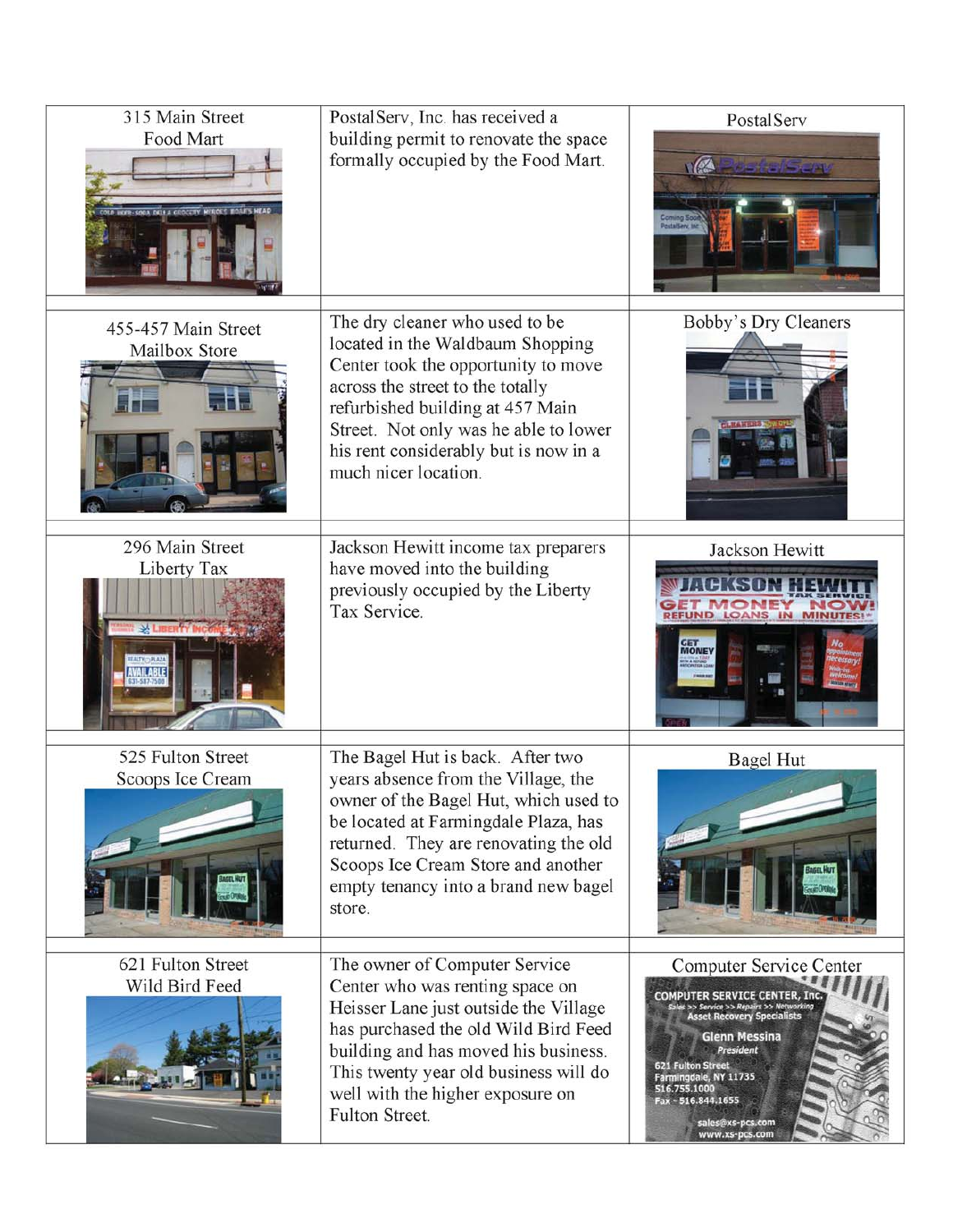| | | |
|---|---|---|
| 315 Main Street<br>Food Mart | PostalServ, Inc. has received a building permit to renovate the space formally occupied by the Food Mart. | PostalServ |
| 455-457 Main Street<br>Mailbox Store | The dry cleaner who used to be located in the Waldbaum Shopping Center took the opportunity to move across the street to the totally refurbished building at 457 Main Street. Not only was he able to lower his rent considerably but is now in a much nicer location. | Bobby's Dry Cleaners |
| 296 Main Street<br>Liberty Tax | Jackson Hewitt income tax preparers have moved into the building previously occupied by the Liberty Tax Service. | Jackson Hewitt |
| 525 Fulton Street<br>Scoops Ice Cream | The Bagel Hut is back. After two years absence from the Village, the owner of the Bagel Hut, which used to be located at Farmingdale Plaza, has returned. They are renovating the old Scoops Ice Cream Store and another empty tenancy into a brand new bagel store. | Bagel Hut |
| 621 Fulton Street<br>Wild Bird Feed | The owner of Computer Service Center who was renting space on Heisser Lane just outside the Village has purchased the old Wild Bird Feed building and has moved his business. This twenty year old business will do well with the higher exposure on Fulton Street. | Computer Service Center |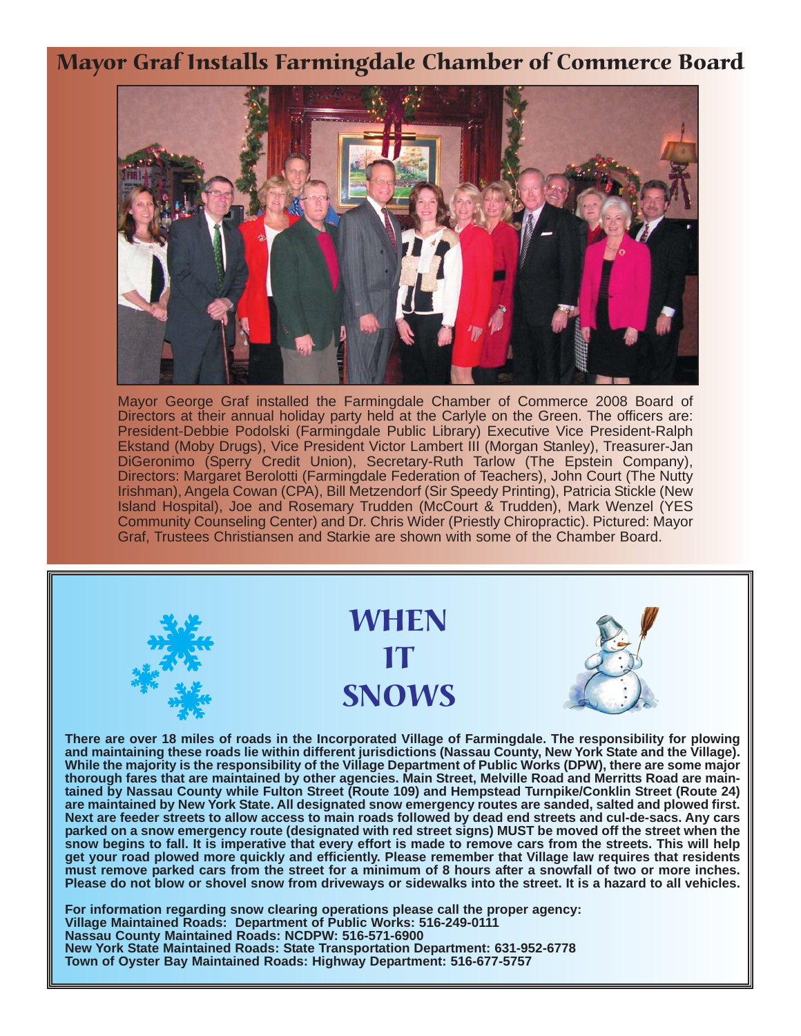# Mayor Graf Installs Farmingdale Chamber of Commerce Board

Mayor George Graf installed the Farmingdale Chamber of Commerce 2008 Board of Directors at their annual holiday party held at the Carlyle on the Green. The officers are: President-Debbie Podolski (Farmingdale Public Library) Executive Vice President-Ralph Ekstand (Moby Drugs), Vice President Victor Lambert III (Morgan Stanley), Treasurer-Jan DiGeronimo (Sperry Credit Union), Secretary-Ruth Tarlow (The Epstein Company), Directors: Margaret Berolotti (Farmingdale Federation of Teachers), John Court (The Nutty Irishman), Angela Cowan (CPA), Bill Metzendorf (Sir Speedy Printing), Patricia Stickle (New Island Hospital), Joe and Rosemary Trudden (McCourt & Trudden), Mark Wenzel (YES Community Counseling Center) and Dr. Chris Wider (Priestly Chiropractic). Pictured: Mayor Graf, Trustees Christiansen and Starkie are shown with some of the Chamber Board.

# When It Snows

**There are over 18 miles of roads in the Incorporated Village of Farmingdale. The responsibility for plowing and maintaining these roads lie within different jurisdictions (Nassau County, New York State and the Village). While the majority is the responsibility of the Village Department of Public Works (DPW), there are some major thorough fares that are maintained by other agencies. Main Street, Melville Road and Merritts Road are maintained by Nassau County while Fulton Street (Route 109) and Hempstead Turnpike/Conklin Street (Route 24) are maintained by New York State. All designated snow emergency routes are sanded, salted and plowed first. Next are feeder streets to allow access to main roads followed by dead end streets and cul-de-sacs. Any cars parked on a snow emergency route (designated with red street signs) MUST be moved off the street when the snow begins to fall. It is imperative that every effort is made to remove cars from the streets. This will help get your road plowed more quickly and efficiently. Please remember that Village law requires that residents must remove parked cars from the street for a minimum of 8 hours after a snowfall of two or more inches. Please do not blow or shovel snow from driveways or sidewalks into the street. It is a hazard to all vehicles.**

**For information regarding snow clearing operations please call the proper agency:**
**Village Maintained Roads: Department of Public Works: 516-249-0111**
**Nassau County Maintained Roads: NCDPW: 516-571-6900**
**New York State Maintained Roads: State Transportation Department: 631-952-6778**
**Town of Oyster Bay Maintained Roads: Highway Department: 516-677-5757**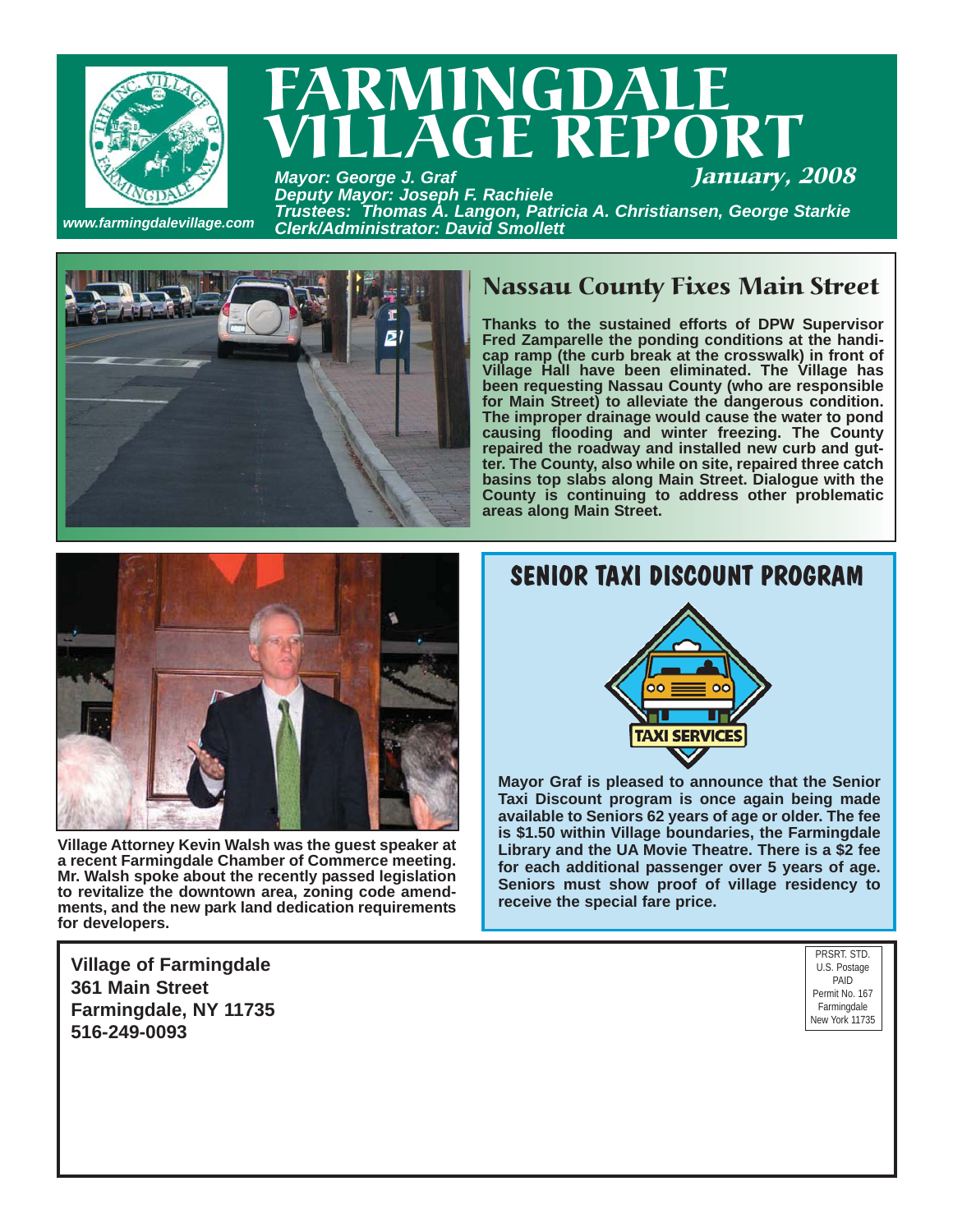# FARMINGDALE VILLAGE REPORT

*January, 2008*

*Mayor: George J. Graf*
*Deputy Mayor: Joseph F. Rachiele*
*Trustees: Thomas A. Langon, Patricia A. Christiansen, George Starkie*
*Clerk/Administrator: David Smollett*

*www.farmingdalevillage.com*

## Nassau County Fixes Main Street

**Thanks to the sustained efforts of DPW Supervisor Fred Zamparelle the ponding conditions at the handicap ramp (the curb break at the crosswalk) in front of Village Hall have been eliminated. The Village has been requesting Nassau County (who are responsible for Main Street) to alleviate the dangerous condition. The improper drainage would cause the water to pond causing flooding and winter freezing. The County repaired the roadway and installed new curb and gutter. The County, also while on site, repaired three catch basins top slabs along Main Street. Dialogue with the County is continuing to address other problematic areas along Main Street.**

**Village Attorney Kevin Walsh was the guest speaker at a recent Farmingdale Chamber of Commerce meeting. Mr. Walsh spoke about the recently passed legislation to revitalize the downtown area, zoning code amendments, and the new park land dedication requirements for developers.**

## SENIOR TAXI DISCOUNT PROGRAM

TAXI SERVICES

**Mayor Graf is pleased to announce that the Senior Taxi Discount program is once again being made available to Seniors 62 years of age or older. The fee is $1.50 within Village boundaries, the Farmingdale Library and the UA Movie Theatre. There is a $2 fee for each additional passenger over 5 years of age. Seniors must show proof of village residency to receive the special fare price.**

**Village of Farmingdale**
**361 Main Street**
**Farmingdale, NY 11735**
**516-249-0093**

PRSRT. STD.
U.S. Postage
PAID
Permit No. 167
Farmingdale
New York 11735